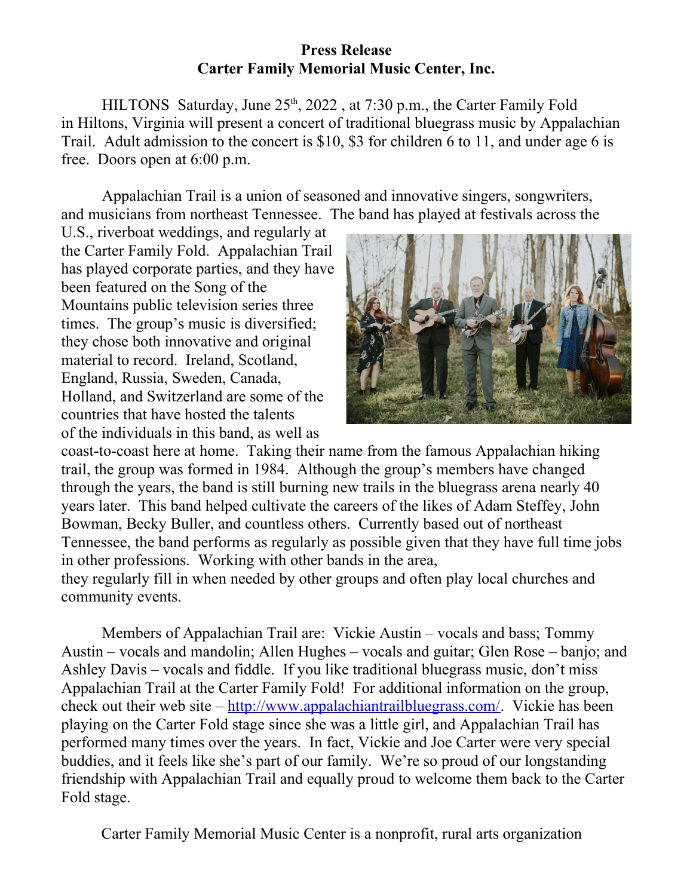**Press Release**
**Carter Family Memorial Music Center, Inc.**

HILTONS Saturday, June 25th, 2022 , at 7:30 p.m., the Carter Family Fold in Hiltons, Virginia will present a concert of traditional bluegrass music by Appalachian Trail. Adult admission to the concert is $10, $3 for children 6 to 11, and under age 6 is free. Doors open at 6:00 p.m.

Appalachian Trail is a union of seasoned and innovative singers, songwriters, and musicians from northeast Tennessee. The band has played at festivals across the U.S., riverboat weddings, and regularly at the Carter Family Fold. Appalachian Trail has played corporate parties, and they have been featured on the Song of the Mountains public television series three times. The group's music is diversified; they chose both innovative and original material to record. Ireland, Scotland, England, Russia, Sweden, Canada, Holland, and Switzerland are some of the countries that have hosted the talents of the individuals in this band, as well as coast-to-coast here at home. Taking their name from the famous Appalachian hiking trail, the group was formed in 1984. Although the group's members have changed through the years, the band is still burning new trails in the bluegrass arena nearly 40 years later. This band helped cultivate the careers of the likes of Adam Steffey, John Bowman, Becky Buller, and countless others. Currently based out of northeast Tennessee, the band performs as regularly as possible given that they have full time jobs in other professions. Working with other bands in the area, they regularly fill in when needed by other groups and often play local churches and community events.

Members of Appalachian Trail are: Vickie Austin – vocals and bass; Tommy Austin – vocals and mandolin; Allen Hughes – vocals and guitar; Glen Rose – banjo; and Ashley Davis – vocals and fiddle. If you like traditional bluegrass music, don't miss Appalachian Trail at the Carter Family Fold! For additional information on the group, check out their web site – http://www.appalachiantrailbluegrass.com/. Vickie has been playing on the Carter Fold stage since she was a little girl, and Appalachian Trail has performed many times over the years. In fact, Vickie and Joe Carter were very special buddies, and it feels like she's part of our family. We're so proud of our longstanding friendship with Appalachian Trail and equally proud to welcome them back to the Carter Fold stage.

Carter Family Memorial Music Center is a nonprofit, rural arts organization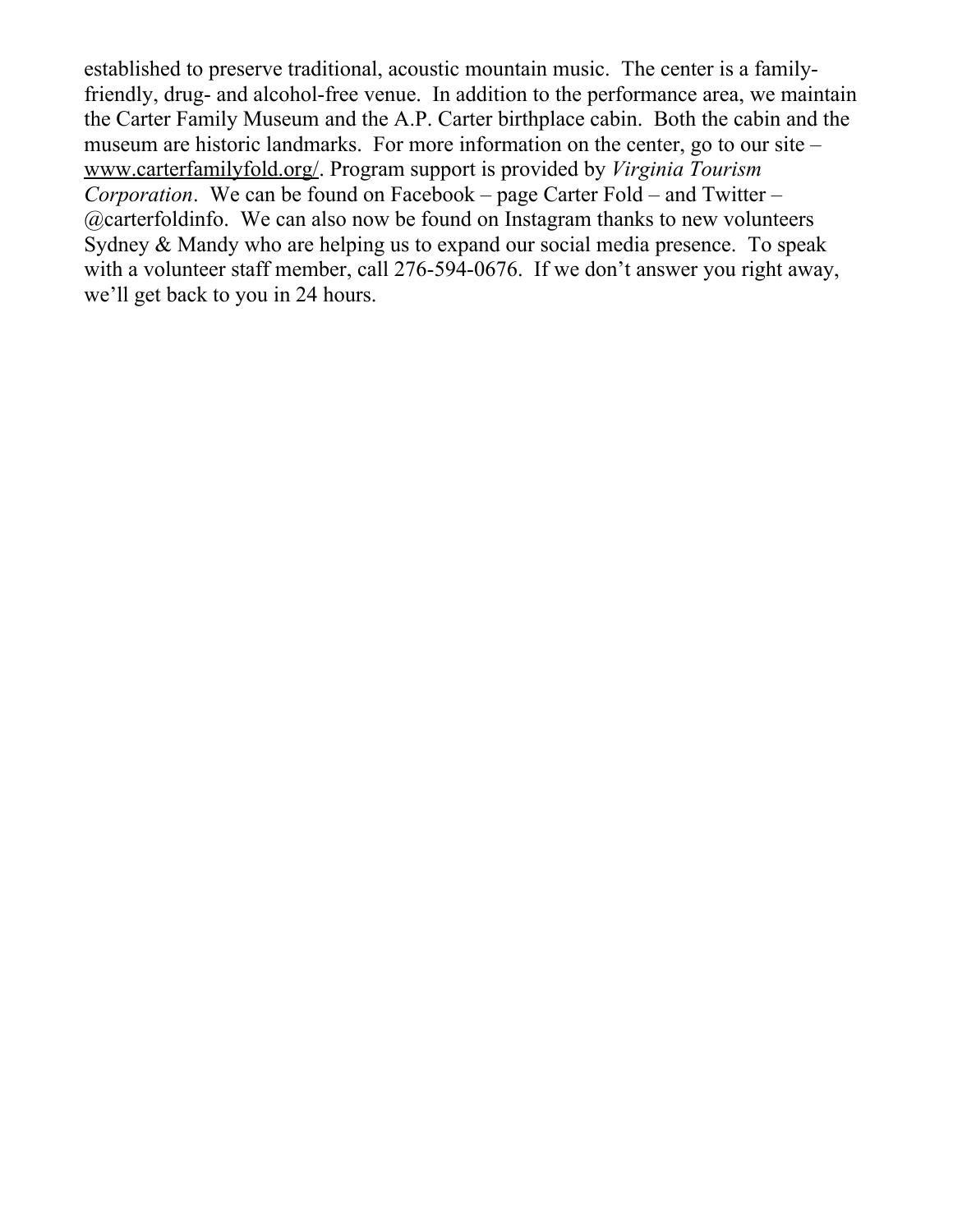established to preserve traditional, acoustic mountain music. The center is a family-friendly, drug- and alcohol-free venue. In addition to the performance area, we maintain the Carter Family Museum and the A.P. Carter birthplace cabin. Both the cabin and the museum are historic landmarks. For more information on the center, go to our site – www.carterfamilyfold.org/. Program support is provided by *Virginia Tourism Corporation*. We can be found on Facebook – page Carter Fold – and Twitter – @carterfoldinfo. We can also now be found on Instagram thanks to new volunteers Sydney & Mandy who are helping us to expand our social media presence. To speak with a volunteer staff member, call 276-594-0676. If we don't answer you right away, we'll get back to you in 24 hours.